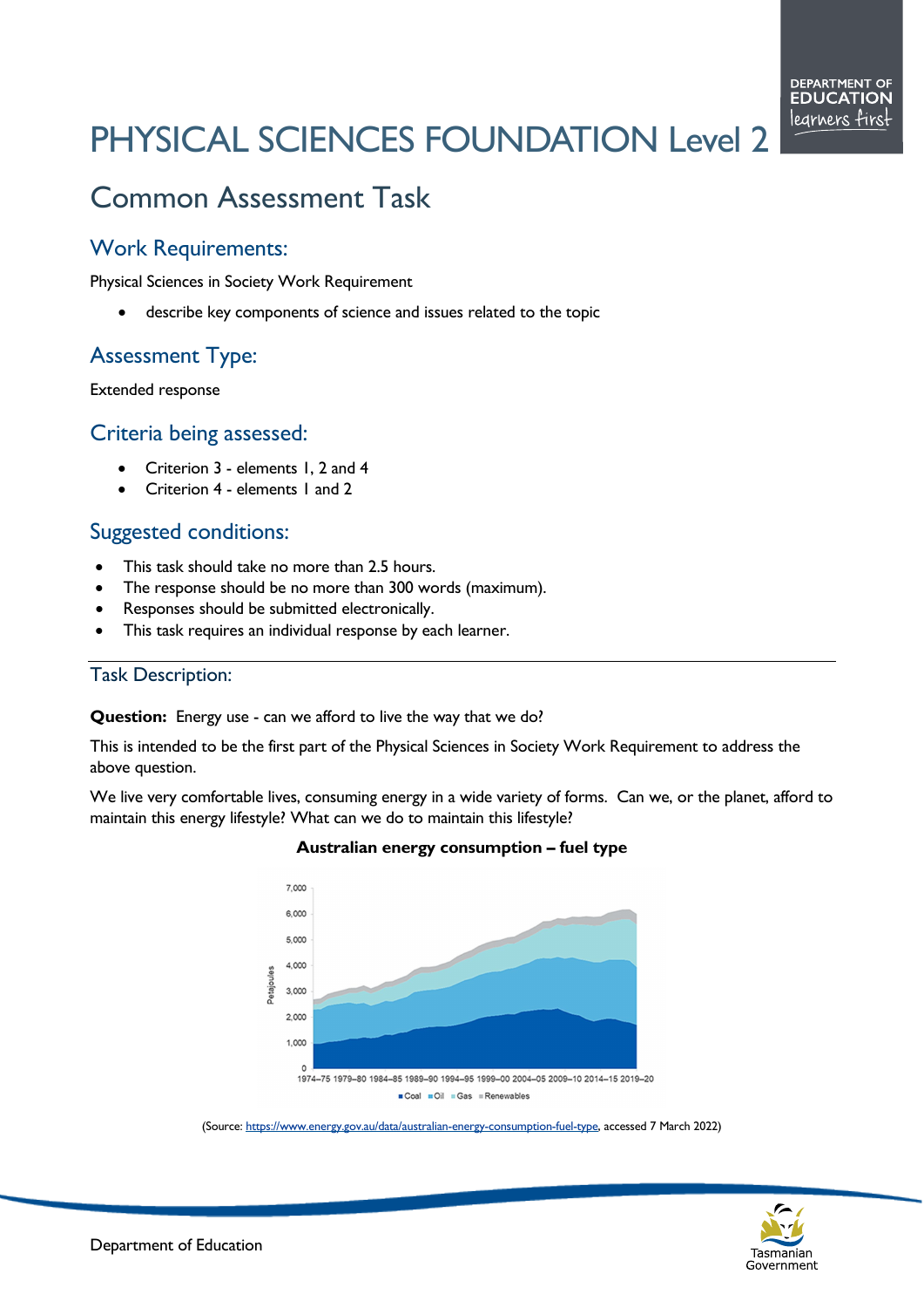# PHYSICAL SCIENCES FOUNDATION Level 2

## Common Assessment Task

### Work Requirements:

Physical Sciences in Society Work Requirement

- describe key components of science and issues related to the topic

### Assessment Type:

Extended response

### Criteria being assessed:

- Criterion 3 - elements 1, 2 and 4
- Criterion 4 - elements 1 and 2

### Suggested conditions:

- This task should take no more than 2.5 hours.
- The response should be no more than 300 words (maximum).
- Responses should be submitted electronically.
- This task requires an individual response by each learner.

---

### Task Description:

**Question:** Energy use - can we afford to live the way that we do?

This is intended to be the first part of the Physical Sciences in Society Work Requirement to address the above question.

We live very comfortable lives, consuming energy in a wide variety of forms. Can we, or the planet, afford to maintain this energy lifestyle? What can we do to maintain this lifestyle?

**Australian energy consumption – fuel type**

(Source: https://www.energy.gov.au/data/australian-energy-consumption-fuel-type, accessed 7 March 2022)

Department of Education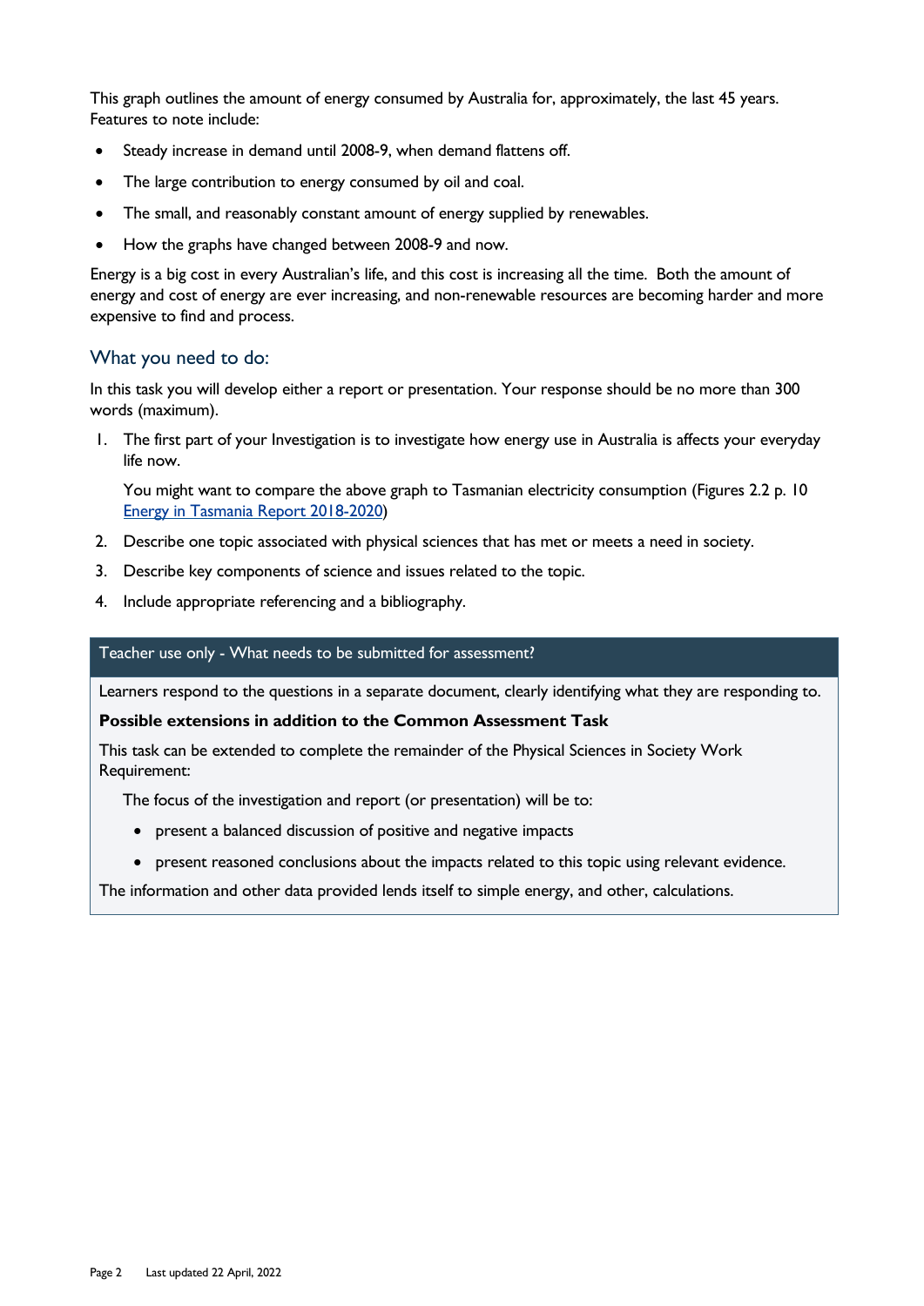This graph outlines the amount of energy consumed by Australia for, approximately, the last 45 years. Features to note include:

- Steady increase in demand until 2008-9, when demand flattens off.
- The large contribution to energy consumed by oil and coal.
- The small, and reasonably constant amount of energy supplied by renewables.
- How the graphs have changed between 2008-9 and now.

Energy is a big cost in every Australian's life, and this cost is increasing all the time. Both the amount of energy and cost of energy are ever increasing, and non-renewable resources are becoming harder and more expensive to find and process.

## What you need to do:

In this task you will develop either a report or presentation. Your response should be no more than 300 words (maximum).

1. The first part of your Investigation is to investigate how energy use in Australia is affects your everyday life now.

   You might want to compare the above graph to Tasmanian electricity consumption (Figures 2.2 p. 10 [Energy in Tasmania Report 2018-2020](#))

2. Describe one topic associated with physical sciences that has met or meets a need in society.
3. Describe key components of science and issues related to the topic.
4. Include appropriate referencing and a bibliography.

| Teacher use only - What needs to be submitted for assessment? |
|---|
| Learners respond to the questions in a separate document, clearly identifying what they are responding to. |

**Possible extensions in addition to the Common Assessment Task**

This task can be extended to complete the remainder of the Physical Sciences in Society Work Requirement:

The focus of the investigation and report (or presentation) will be to:

- present a balanced discussion of positive and negative impacts
- present reasoned conclusions about the impacts related to this topic using relevant evidence.

The information and other data provided lends itself to simple energy, and other, calculations.

Last updated 22 April, 2022